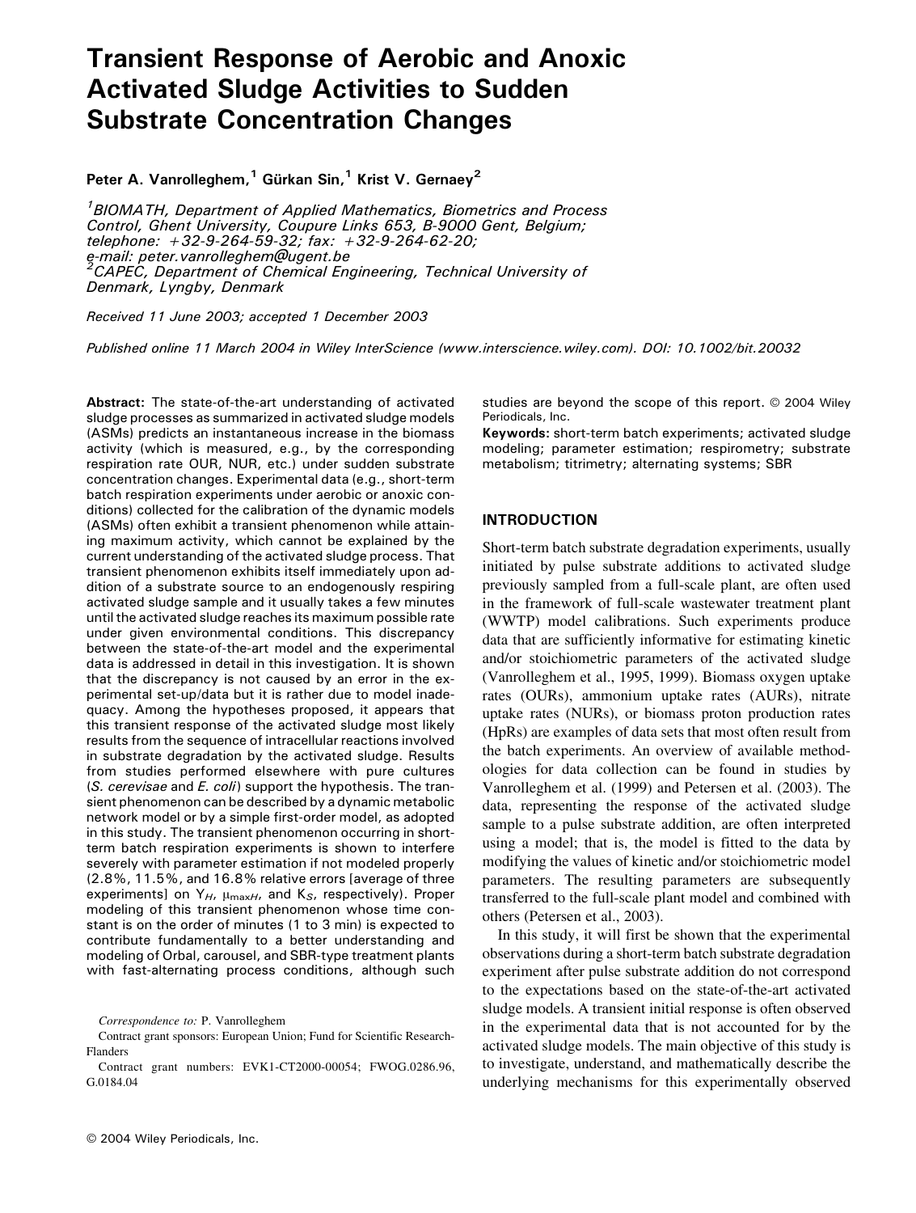# Transient Response of Aerobic and Anoxic Activated Sludge Activities to Sudden Substrate Concentration Changes

**Peter A. Vanrolleghem,[1] Gürkan Sin,[1] Krist V. Gernaey[2]**

*[1]BIOMATH, Department of Applied Mathematics, Biometrics and Process Control, Ghent University, Coupure Links 653, B-9000 Gent, Belgium; telephone: +32-9-264-59-32; fax: +32-9-264-62-20; e-mail: peter.vanrolleghem@ugent.be*
*[2]CAPEC, Department of Chemical Engineering, Technical University of Denmark, Lyngby, Denmark*

*Received 11 June 2003; accepted 1 December 2003*

*Published online 11 March 2004 in Wiley InterScience (www.interscience.wiley.com). DOI: 10.1002/bit.20032*

**Abstract:** The state-of-the-art understanding of activated sludge processes as summarized in activated sludge models (ASMs) predicts an instantaneous increase in the biomass activity (which is measured, e.g., by the corresponding respiration rate OUR, NUR, etc.) under sudden substrate concentration changes. Experimental data (e.g., short-term batch respiration experiments under aerobic or anoxic conditions) collected for the calibration of the dynamic models (ASMs) often exhibit a transient phenomenon while attaining maximum activity, which cannot be explained by the current understanding of the activated sludge process. That transient phenomenon exhibits itself immediately upon addition of a substrate source to an endogenously respiring activated sludge sample and it usually takes a few minutes until the activated sludge reaches its maximum possible rate under given environmental conditions. This discrepancy between the state-of-the-art model and the experimental data is addressed in detail in this investigation. It is shown that the discrepancy is not caused by an error in the experimental set-up/data but it is rather due to model inadequacy. Among the hypotheses proposed, it appears that this transient response of the activated sludge most likely results from the sequence of intracellular reactions involved in substrate degradation by the activated sludge. Results from studies performed elsewhere with pure cultures (*S. cerevisae* and *E. coli*) support the hypothesis. The transient phenomenon can be described by a dynamic metabolic network model or by a simple first-order model, as adopted in this study. The transient phenomenon occurring in short-term batch respiration experiments is shown to interfere severely with parameter estimation if not modeled properly (2.8%, 11.5%, and 16.8% relative errors [average of three experiments] on $Y_H$, $\mu_{maxH}$, and $K_S$, respectively). Proper modeling of this transient phenomenon whose time constant is on the order of minutes (1 to 3 min) is expected to contribute fundamentally to a better understanding and modeling of Orbal, carousel, and SBR-type treatment plants with fast-alternating process conditions, although such studies are beyond the scope of this report. © 2004 Wiley Periodicals, Inc.

**Keywords:** short-term batch experiments; activated sludge modeling; parameter estimation; respirometry; substrate metabolism; titrimetry; alternating systems; SBR

*Correspondence to:* P. Vanrolleghem

Contract grant sponsors: European Union; Fund for Scientific Research-Flanders

Contract grant numbers: EVK1-CT2000-00054; FWOG.0286.96, G.0184.04

## INTRODUCTION

Short-term batch substrate degradation experiments, usually initiated by pulse substrate additions to activated sludge previously sampled from a full-scale plant, are often used in the framework of full-scale wastewater treatment plant (WWTP) model calibrations. Such experiments produce data that are sufficiently informative for estimating kinetic and/or stoichiometric parameters of the activated sludge (Vanrolleghem et al., 1995, 1999). Biomass oxygen uptake rates (OURs), ammonium uptake rates (AURs), nitrate uptake rates (NURs), or biomass proton production rates (HpRs) are examples of data sets that most often result from the batch experiments. An overview of available methodologies for data collection can be found in studies by Vanrolleghem et al. (1999) and Petersen et al. (2003). The data, representing the response of the activated sludge sample to a pulse substrate addition, are often interpreted using a model; that is, the model is fitted to the data by modifying the values of kinetic and/or stoichiometric model parameters. The resulting parameters are subsequently transferred to the full-scale plant model and combined with others (Petersen et al., 2003).

In this study, it will first be shown that the experimental observations during a short-term batch substrate degradation experiment after pulse substrate addition do not correspond to the expectations based on the state-of-the-art activated sludge models. A transient initial response is often observed in the experimental data that is not accounted for by the activated sludge models. The main objective of this study is to investigate, understand, and mathematically describe the underlying mechanisms for this experimentally observed

© 2004 Wiley Periodicals, Inc.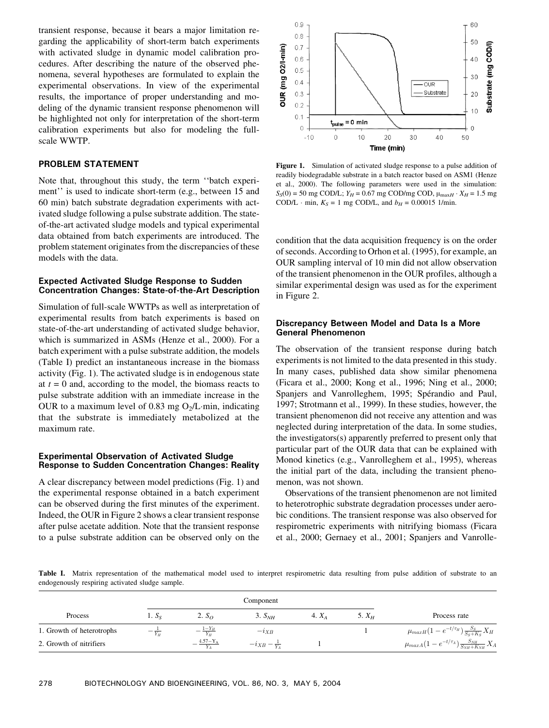transient response, because it bears a major limitation regarding the applicability of short-term batch experiments with activated sludge in dynamic model calibration procedures. After describing the nature of the observed phenomena, several hypotheses are formulated to explain the experimental observations. In view of the experimental results, the importance of proper understanding and modeling of the dynamic transient response phenomenon will be highlighted not only for interpretation of the short-term calibration experiments but also for modeling the full-scale WWTP.

## PROBLEM STATEMENT

Note that, throughout this study, the term ''batch experiment'' is used to indicate short-term (e.g., between 15 and 60 min) batch substrate degradation experiments with activated sludge following a pulse substrate addition. The state-of-the-art activated sludge models and typical experimental data obtained from batch experiments are introduced. The problem statement originates from the discrepancies of these models with the data.

### Expected Activated Sludge Response to Sudden Concentration Changes: State-of-the-Art Description

Simulation of full-scale WWTPs as well as interpretation of experimental results from batch experiments is based on state-of-the-art understanding of activated sludge behavior, which is summarized in ASMs (Henze et al., 2000). For a batch experiment with a pulse substrate addition, the models (Table I) predict an instantaneous increase in the biomass activity (Fig. 1). The activated sludge is in endogenous state at $t = 0$ and, according to the model, the biomass reacts to pulse substrate addition with an immediate increase in the OUR to a maximum level of 0.83 mg $O_2$/L·min, indicating that the substrate is immediately metabolized at the maximum rate.

### Experimental Observation of Activated Sludge Response to Sudden Concentration Changes: Reality

A clear discrepancy between model predictions (Fig. 1) and the experimental response obtained in a batch experiment can be observed during the first minutes of the experiment. Indeed, the OUR in Figure 2 shows a clear transient response after pulse acetate addition. Note that the transient response to a pulse substrate addition can be observed only on the

**Figure 1.** Simulation of activated sludge response to a pulse addition of readily biodegradable substrate in a batch reactor based on ASM1 (Henze et al., 2000). The following parameters were used in the simulation: $S_S(0)$ = 50 mg COD/L; $Y_H$ = 0.67 mg COD/mg COD, $\mu_{maxH} \cdot X_H$ = 1.5 mg COD/L · min, $K_S$ = 1 mg COD/L, and $b_H$ = 0.00015 1/min.

condition that the data acquisition frequency is on the order of seconds. According to Orhon et al. (1995), for example, an OUR sampling interval of 10 min did not allow observation of the transient phenomenon in the OUR profiles, although a similar experimental design was used as for the experiment in Figure 2.

### Discrepancy Between Model and Data Is a More General Phenomenon

The observation of the transient response during batch experiments is not limited to the data presented in this study. In many cases, published data show similar phenomena (Ficara et al., 2000; Kong et al., 1996; Ning et al., 2000; Spanjers and Vanrolleghem, 1995; Spérandio and Paul, 1997; Strotmann et al., 1999). In these studies, however, the transient phenomenon did not receive any attention and was neglected during interpretation of the data. In some studies, the investigators(s) apparently preferred to present only that particular part of the OUR data that can be explained with Monod kinetics (e.g., Vanrolleghem et al., 1995), whereas the initial part of the data, including the transient phenomenon, was not shown.

Observations of the transient phenomenon are not limited to heterotrophic substrate degradation processes under aerobic conditions. The transient response was also observed for respirometric experiments with nitrifying biomass (Ficara et al., 2000; Gernaey et al., 2001; Spanjers and Vanrolle-

**Table I.** Matrix representation of the mathematical model used to interpret respirometric data resulting from pulse addition of substrate to an endogenously respiring activated sludge sample.

| | Component | | | | | |
|---|---|---|---|---|---|---|
| Process | 1. $S_S$ | 2. $S_O$ | 3. $S_{NH}$ | 4. $X_A$ | 5. $X_H$ | Process rate |
| 1. Growth of heterotrophs | $-\frac{1}{Y_H}$ | $-\frac{1-Y_H}{Y_H}$ | $-i_{XB}$ | | 1 | $\mu_{maxH}(1-e^{-t/\tau_H})\frac{S_S}{S_S+K_S}X_H$ |
| 2. Growth of nitrifiers | | $-\frac{4.57-Y_A}{Y_A}$ | $-i_{XB}-\frac{1}{Y_A}$ | 1 | | $\mu_{maxA}(1-e^{-t/\tau_A})\frac{S_{NH}}{S_{NH}+K_{NH}}X_A$ |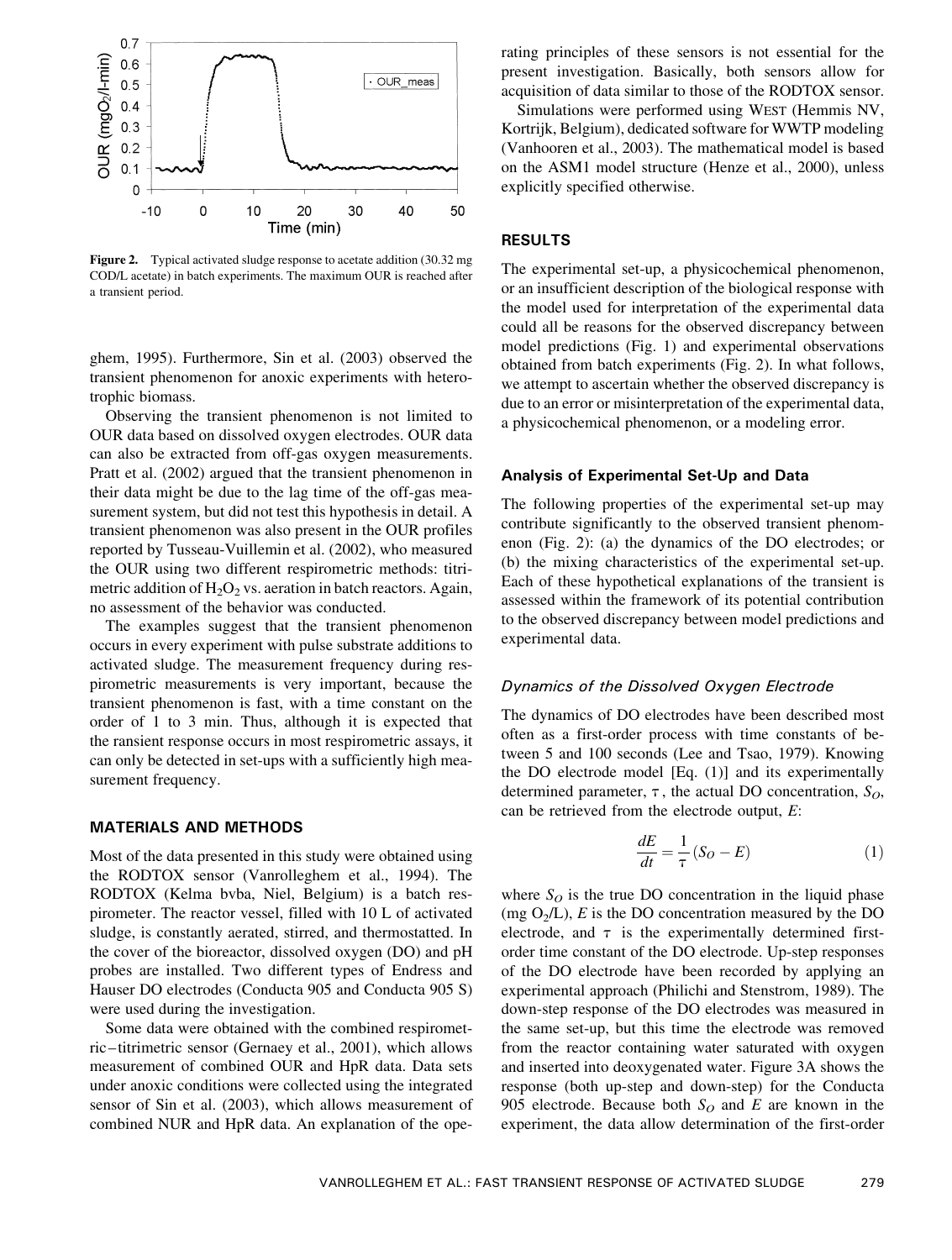Figure 2. Typical activated sludge response to acetate addition (30.32 mg COD/L acetate) in batch experiments. The maximum OUR is reached after a transient period.

ghem, 1995). Furthermore, Sin et al. (2003) observed the transient phenomenon for anoxic experiments with heterotrophic biomass.

Observing the transient phenomenon is not limited to OUR data based on dissolved oxygen electrodes. OUR data can also be extracted from off-gas oxygen measurements. Pratt et al. (2002) argued that the transient phenomenon in their data might be due to the lag time of the off-gas measurement system, but did not test this hypothesis in detail. A transient phenomenon was also present in the OUR profiles reported by Tusseau-Vuillemin et al. (2002), who measured the OUR using two different respirometric methods: titrimetric addition of $H_2O_2$ vs. aeration in batch reactors. Again, no assessment of the behavior was conducted.

The examples suggest that the transient phenomenon occurs in every experiment with pulse substrate additions to activated sludge. The measurement frequency during respirometric measurements is very important, because the transient phenomenon is fast, with a time constant on the order of 1 to 3 min. Thus, although it is expected that the ransient response occurs in most respirometric assays, it can only be detected in set-ups with a sufficiently high measurement frequency.

## MATERIALS AND METHODS

Most of the data presented in this study were obtained using the RODTOX sensor (Vanrolleghem et al., 1994). The RODTOX (Kelma bvba, Niel, Belgium) is a batch respirometer. The reactor vessel, filled with 10 L of activated sludge, is constantly aerated, stirred, and thermostatted. In the cover of the bioreactor, dissolved oxygen (DO) and pH probes are installed. Two different types of Endress and Hauser DO electrodes (Conducta 905 and Conducta 905 S) were used during the investigation.

Some data were obtained with the combined respirometric–titrimetric sensor (Gernaey et al., 2001), which allows measurement of combined OUR and HpR data. Data sets under anoxic conditions were collected using the integrated sensor of Sin et al. (2003), which allows measurement of combined NUR and HpR data. An explanation of the operating principles of these sensors is not essential for the present investigation. Basically, both sensors allow for acquisition of data similar to those of the RODTOX sensor.

Simulations were performed using WEST (Hemmis NV, Kortrijk, Belgium), dedicated software for WWTP modeling (Vanhooren et al., 2003). The mathematical model is based on the ASM1 model structure (Henze et al., 2000), unless explicitly specified otherwise.

## RESULTS

The experimental set-up, a physicochemical phenomenon, or an insufficient description of the biological response with the model used for interpretation of the experimental data could all be reasons for the observed discrepancy between model predictions (Fig. 1) and experimental observations obtained from batch experiments (Fig. 2). In what follows, we attempt to ascertain whether the observed discrepancy is due to an error or misinterpretation of the experimental data, a physicochemical phenomenon, or a modeling error.

### Analysis of Experimental Set-Up and Data

The following properties of the experimental set-up may contribute significantly to the observed transient phenomenon (Fig. 2): (a) the dynamics of the DO electrodes; or (b) the mixing characteristics of the experimental set-up. Each of these hypothetical explanations of the transient is assessed within the framework of its potential contribution to the observed discrepancy between model predictions and experimental data.

#### *Dynamics of the Dissolved Oxygen Electrode*

The dynamics of DO electrodes have been described most often as a first-order process with time constants of between 5 and 100 seconds (Lee and Tsao, 1979). Knowing the DO electrode model [Eq. (1)] and its experimentally determined parameter, $\tau$, the actual DO concentration, $S_O$, can be retrieved from the electrode output, $E$:

$$\frac{dE}{dt} = \frac{1}{\tau}(S_O - E) \tag{1}$$

where $S_O$ is the true DO concentration in the liquid phase (mg $O_2$/L), $E$ is the DO concentration measured by the DO electrode, and $\tau$ is the experimentally determined first-order time constant of the DO electrode. Up-step responses of the DO electrode have been recorded by applying an experimental approach (Philichi and Stenstrom, 1989). The down-step response of the DO electrodes was measured in the same set-up, but this time the electrode was removed from the reactor containing water saturated with oxygen and inserted into deoxygenated water. Figure 3A shows the response (both up-step and down-step) for the Conducta 905 electrode. Because both $S_O$ and $E$ are known in the experiment, the data allow determination of the first-order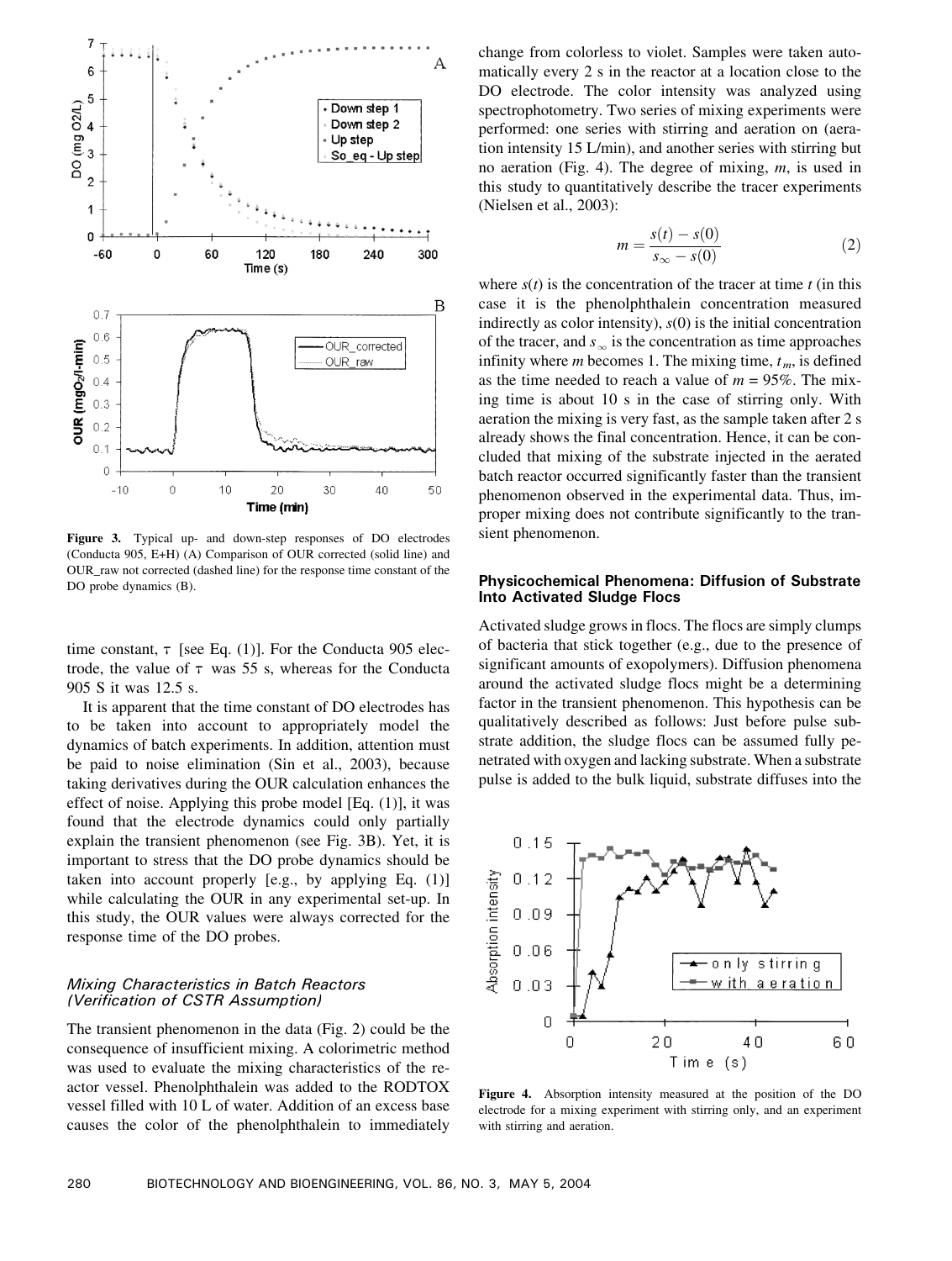Figure 3. Typical up- and down-step responses of DO electrodes (Conducta 905, E+H) (A) Comparison of OUR corrected (solid line) and OUR_raw not corrected (dashed line) for the response time constant of the DO probe dynamics (B).

time constant, $\tau$ [see Eq. (1)]. For the Conducta 905 electrode, the value of $\tau$ was 55 s, whereas for the Conducta 905 S it was 12.5 s.

It is apparent that the time constant of DO electrodes has to be taken into account to appropriately model the dynamics of batch experiments. In addition, attention must be paid to noise elimination (Sin et al., 2003), because taking derivatives during the OUR calculation enhances the effect of noise. Applying this probe model [Eq. (1)], it was found that the electrode dynamics could only partially explain the transient phenomenon (see Fig. 3B). Yet, it is important to stress that the DO probe dynamics should be taken into account properly [e.g., by applying Eq. (1)] while calculating the OUR in any experimental set-up. In this study, the OUR values were always corrected for the response time of the DO probes.

### *Mixing Characteristics in Batch Reactors (Verification of CSTR Assumption)*

The transient phenomenon in the data (Fig. 2) could be the consequence of insufficient mixing. A colorimetric method was used to evaluate the mixing characteristics of the reactor vessel. Phenolphthalein was added to the RODTOX vessel filled with 10 L of water. Addition of an excess base causes the color of the phenolphthalein to immediately change from colorless to violet. Samples were taken automatically every 2 s in the reactor at a location close to the DO electrode. The color intensity was analyzed using spectrophotometry. Two series of mixing experiments were performed: one series with stirring and aeration on (aeration intensity 15 L/min), and another series with stirring but no aeration (Fig. 4). The degree of mixing, $m$, is used in this study to quantitatively describe the tracer experiments (Nielsen et al., 2003):

$$m = \frac{s(t) - s(0)}{s_\infty - s(0)} \tag{2}$$

where $s(t)$ is the concentration of the tracer at time $t$ (in this case it is the phenolphthalein concentration measured indirectly as color intensity), $s(0)$ is the initial concentration of the tracer, and $s_\infty$ is the concentration as time approaches infinity where $m$ becomes 1. The mixing time, $t_m$, is defined as the time needed to reach a value of $m = 95\%$. The mixing time is about 10 s in the case of stirring only. With aeration the mixing is very fast, as the sample taken after 2 s already shows the final concentration. Hence, it can be concluded that mixing of the substrate injected in the aerated batch reactor occurred significantly faster than the transient phenomenon observed in the experimental data. Thus, improper mixing does not contribute significantly to the transient phenomenon.

### Physicochemical Phenomena: Diffusion of Substrate Into Activated Sludge Flocs

Activated sludge grows in flocs. The flocs are simply clumps of bacteria that stick together (e.g., due to the presence of significant amounts of exopolymers). Diffusion phenomena around the activated sludge flocs might be a determining factor in the transient phenomenon. This hypothesis can be qualitatively described as follows: Just before pulse substrate addition, the sludge flocs can be assumed fully penetrated with oxygen and lacking substrate. When a substrate pulse is added to the bulk liquid, substrate diffuses into the

Figure 4. Absorption intensity measured at the position of the DO electrode for a mixing experiment with stirring only, and an experiment with stirring and aeration.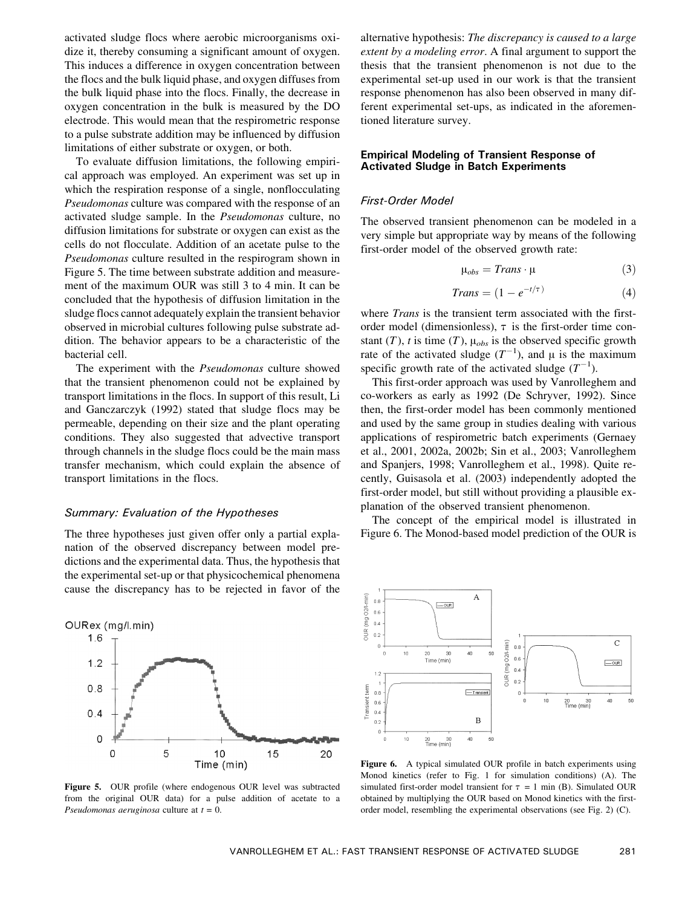activated sludge flocs where aerobic microorganisms oxidize it, thereby consuming a significant amount of oxygen. This induces a difference in oxygen concentration between the flocs and the bulk liquid phase, and oxygen diffuses from the bulk liquid phase into the flocs. Finally, the decrease in oxygen concentration in the bulk is measured by the DO electrode. This would mean that the respirometric response to a pulse substrate addition may be influenced by diffusion limitations of either substrate or oxygen, or both.

To evaluate diffusion limitations, the following empirical approach was employed. An experiment was set up in which the respiration response of a single, nonflocculating *Pseudomonas* culture was compared with the response of an activated sludge sample. In the *Pseudomonas* culture, no diffusion limitations for substrate or oxygen can exist as the cells do not flocculate. Addition of an acetate pulse to the *Pseudomonas* culture resulted in the respirogram shown in Figure 5. The time between substrate addition and measurement of the maximum OUR was still 3 to 4 min. It can be concluded that the hypothesis of diffusion limitation in the sludge flocs cannot adequately explain the transient behavior observed in microbial cultures following pulse substrate addition. The behavior appears to be a characteristic of the bacterial cell.

The experiment with the *Pseudomonas* culture showed that the transient phenomenon could not be explained by transport limitations in the flocs. In support of this result, Li and Ganczarczyk (1992) stated that sludge flocs may be permeable, depending on their size and the plant operating conditions. They also suggested that advective transport through channels in the sludge flocs could be the main mass transfer mechanism, which could explain the absence of transport limitations in the flocs.

#### Summary: Evaluation of the Hypotheses

The three hypotheses just given offer only a partial explanation of the observed discrepancy between model predictions and the experimental data. Thus, the hypothesis that the experimental set-up or that physicochemical phenomena cause the discrepancy has to be rejected in favor of the alternative hypothesis: *The discrepancy is caused to a large extent by a modeling error*. A final argument to support the thesis that the transient phenomenon is not due to the experimental set-up used in our work is that the transient response phenomenon has also been observed in many different experimental set-ups, as indicated in the aforementioned literature survey.

**Figure 5.** OUR profile (where endogenous OUR level was subtracted from the original OUR data) for a pulse addition of acetate to a *Pseudomonas aeruginosa* culture at $t = 0$.

### Empirical Modeling of Transient Response of Activated Sludge in Batch Experiments

#### First-Order Model

The observed transient phenomenon can be modeled in a very simple but appropriate way by means of the following first-order model of the observed growth rate:

$$\mu_{obs} = Trans \cdot \mu \tag{3}$$

$$Trans = (1 - e^{-t/\tau}) \tag{4}$$

where *Trans* is the transient term associated with the first-order model (dimensionless), $\tau$ is the first-order time constant ($T$), $t$ is time ($T$), $\mu_{obs}$ is the observed specific growth rate of the activated sludge ($T^{-1}$), and $\mu$ is the maximum specific growth rate of the activated sludge ($T^{-1}$).

This first-order approach was used by Vanrolleghem and co-workers as early as 1992 (De Schryver, 1992). Since then, the first-order model has been commonly mentioned and used by the same group in studies dealing with various applications of respirometric batch experiments (Gernaey et al., 2001, 2002a, 2002b; Sin et al., 2003; Vanrolleghem and Spanjers, 1998; Vanrolleghem et al., 1998). Quite recently, Guisasola et al. (2003) independently adopted the first-order model, but still without providing a plausible explanation of the observed transient phenomenon.

The concept of the empirical model is illustrated in Figure 6. The Monod-based model prediction of the OUR is

**Figure 6.** A typical simulated OUR profile in batch experiments using Monod kinetics (refer to Fig. 1 for simulation conditions) (A). The simulated first-order model transient for $\tau$ = 1 min (B). Simulated OUR obtained by multiplying the OUR based on Monod kinetics with the first-order model, resembling the experimental observations (see Fig. 2) (C).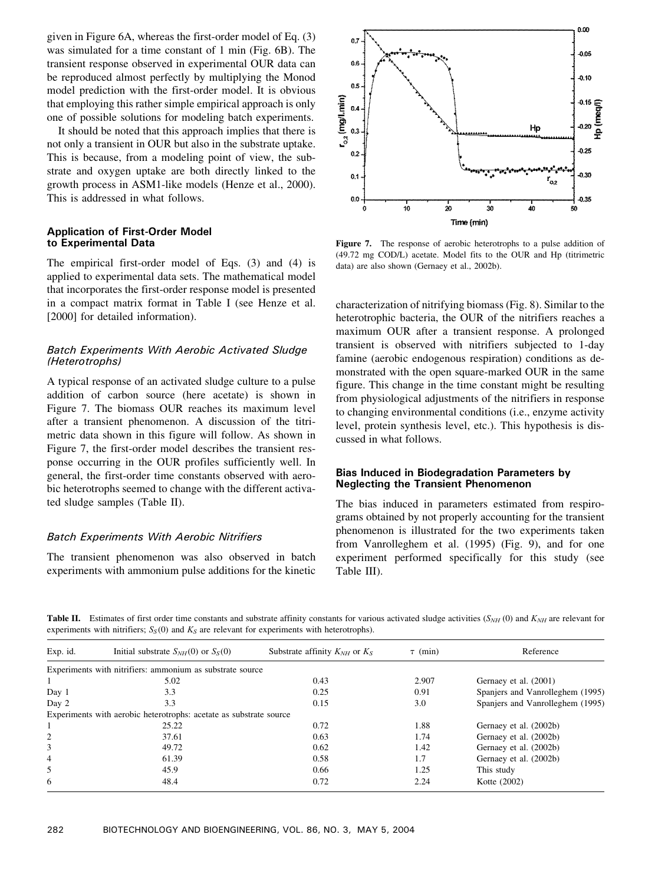given in Figure 6A, whereas the first-order model of Eq. (3) was simulated for a time constant of 1 min (Fig. 6B). The transient response observed in experimental OUR data can be reproduced almost perfectly by multiplying the Monod model prediction with the first-order model. It is obvious that employing this rather simple empirical approach is only one of possible solutions for modeling batch experiments.

It should be noted that this approach implies that there is not only a transient in OUR but also in the substrate uptake. This is because, from a modeling point of view, the substrate and oxygen uptake are both directly linked to the growth process in ASM1-like models (Henze et al., 2000). This is addressed in what follows.

### Application of First-Order Model to Experimental Data

The empirical first-order model of Eqs. (3) and (4) is applied to experimental data sets. The mathematical model that incorporates the first-order response model is presented in a compact matrix format in Table I (see Henze et al. [2000] for detailed information).

#### *Batch Experiments With Aerobic Activated Sludge (Heterotrophs)*

A typical response of an activated sludge culture to a pulse addition of carbon source (here acetate) is shown in Figure 7. The biomass OUR reaches its maximum level after a transient phenomenon. A discussion of the titrimetric data shown in this figure will follow. As shown in Figure 7, the first-order model describes the transient response occurring in the OUR profiles sufficiently well. In general, the first-order time constants observed with aerobic heterotrophs seemed to change with the different activated sludge samples (Table II).

#### *Batch Experiments With Aerobic Nitrifiers*

The transient phenomenon was also observed in batch experiments with ammonium pulse additions for the kinetic characterization of nitrifying biomass (Fig. 8). Similar to the heterotrophic bacteria, the OUR of the nitrifiers reaches a maximum OUR after a transient response. A prolonged transient is observed with nitrifiers subjected to 1-day famine (aerobic endogenous respiration) conditions as demonstrated with the open square-marked OUR in the same figure. This change in the time constant might be resulting from physiological adjustments of the nitrifiers in response to changing environmental conditions (i.e., enzyme activity level, protein synthesis level, etc.). This hypothesis is discussed in what follows.

**Figure 7.** The response of aerobic heterotrophs to a pulse addition of (49.72 mg COD/L) acetate. Model fits to the OUR and Hp (titrimetric data) are also shown (Gernaey et al., 2002b).

### Bias Induced in Biodegradation Parameters by Neglecting the Transient Phenomenon

The bias induced in parameters estimated from respirograms obtained by not properly accounting for the transient phenomenon is illustrated for the two experiments taken from Vanrolleghem et al. (1995) (Fig. 9), and for one experiment performed specifically for this study (see Table III).

**Table II.** Estimates of first order time constants and substrate affinity constants for various activated sludge activities ($S_{NH}(0)$ and $K_{NH}$ are relevant for experiments with nitrifiers; $S_S(0)$ and $K_S$ are relevant for experiments with heterotrophs).

| Exp. id. | Initial substrate $S_{NH}(0)$ or $S_S(0)$ | Substrate affinity $K_{NH}$ or $K_S$ | $\tau$ (min) | Reference |
|---|---|---|---|---|
| Experiments with nitrifiers: ammonium as substrate source | | | | |
| 1 | 5.02 | 0.43 | 2.907 | Gernaey et al. (2001) |
| Day 1 | 3.3 | 0.25 | 0.91 | Spanjers and Vanrolleghem (1995) |
| Day 2 | 3.3 | 0.15 | 3.0 | Spanjers and Vanrolleghem (1995) |
| Experiments with aerobic heterotrophs: acetate as substrate source | | | | |
| 1 | 25.22 | 0.72 | 1.88 | Gernaey et al. (2002b) |
| 2 | 37.61 | 0.63 | 1.74 | Gernaey et al. (2002b) |
| 3 | 49.72 | 0.62 | 1.42 | Gernaey et al. (2002b) |
| 4 | 61.39 | 0.58 | 1.7 | Gernaey et al. (2002b) |
| 5 | 45.9 | 0.66 | 1.25 | This study |
| 6 | 48.4 | 0.72 | 2.24 | Kotte (2002) |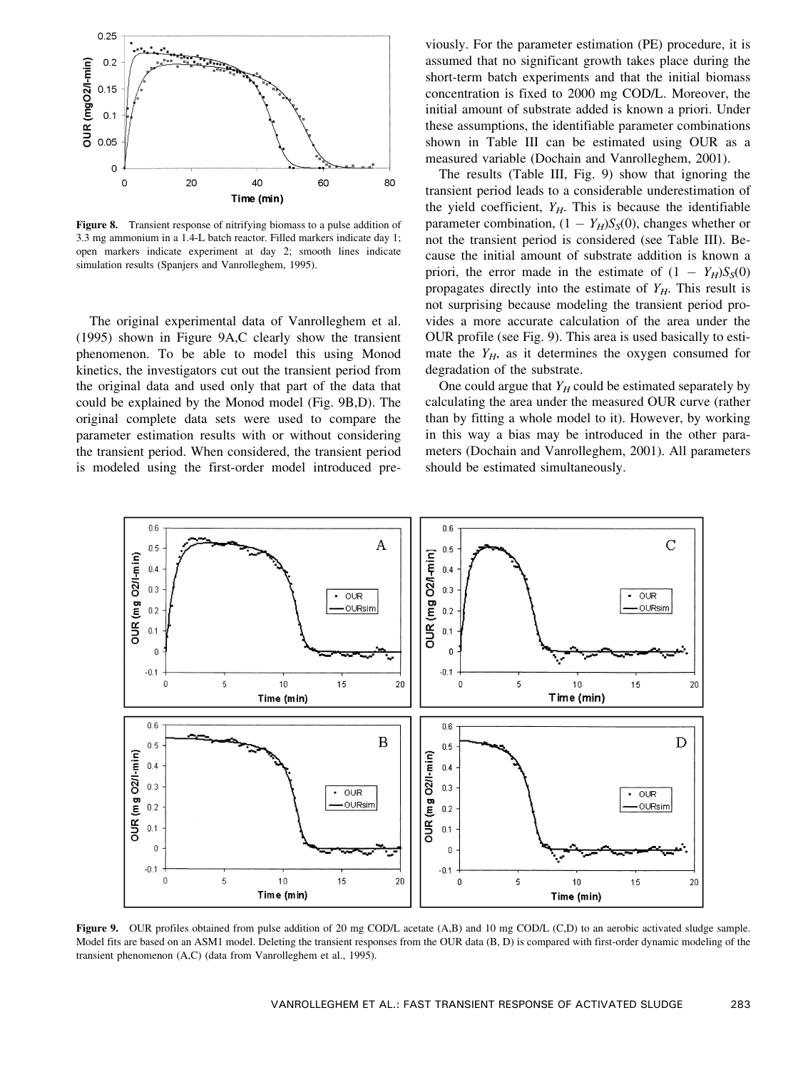Figure 8. Transient response of nitrifying biomass to a pulse addition of 3.3 mg ammonium in a 1.4-L batch reactor. Filled markers indicate day 1; open markers indicate experiment at day 2; smooth lines indicate simulation results (Spanjers and Vanrolleghem, 1995).

The original experimental data of Vanrolleghem et al. (1995) shown in Figure 9A,C clearly show the transient phenomenon. To be able to model this using Monod kinetics, the investigators cut out the transient period from the original data and used only that part of the data that could be explained by the Monod model (Fig. 9B,D). The original complete data sets were used to compare the parameter estimation results with or without considering the transient period. When considered, the transient period is modeled using the first-order model introduced previously. For the parameter estimation (PE) procedure, it is assumed that no significant growth takes place during the short-term batch experiments and that the initial biomass concentration is fixed to 2000 mg COD/L. Moreover, the initial amount of substrate added is known a priori. Under these assumptions, the identifiable parameter combinations shown in Table III can be estimated using OUR as a measured variable (Dochain and Vanrolleghem, 2001).

The results (Table III, Fig. 9) show that ignoring the transient period leads to a considerable underestimation of the yield coefficient, $Y_H$. This is because the identifiable parameter combination, $(1 - Y_H)S_S(0)$, changes whether or not the transient period is considered (see Table III). Because the initial amount of substrate addition is known a priori, the error made in the estimate of $(1 - Y_H)S_S(0)$ propagates directly into the estimate of $Y_H$. This result is not surprising because modeling the transient period provides a more accurate calculation of the area under the OUR profile (see Fig. 9). This area is used basically to estimate the $Y_H$, as it determines the oxygen consumed for degradation of the substrate.

One could argue that $Y_H$ could be estimated separately by calculating the area under the measured OUR curve (rather than by fitting a whole model to it). However, by working in this way a bias may be introduced in the other parameters (Dochain and Vanrolleghem, 2001). All parameters should be estimated simultaneously.

Figure 9. OUR profiles obtained from pulse addition of 20 mg COD/L acetate (A,B) and 10 mg COD/L (C,D) to an aerobic activated sludge sample. Model fits are based on an ASM1 model. Deleting the transient responses from the OUR data (B, D) is compared with first-order dynamic modeling of the transient phenomenon (A,C) (data from Vanrolleghem et al., 1995).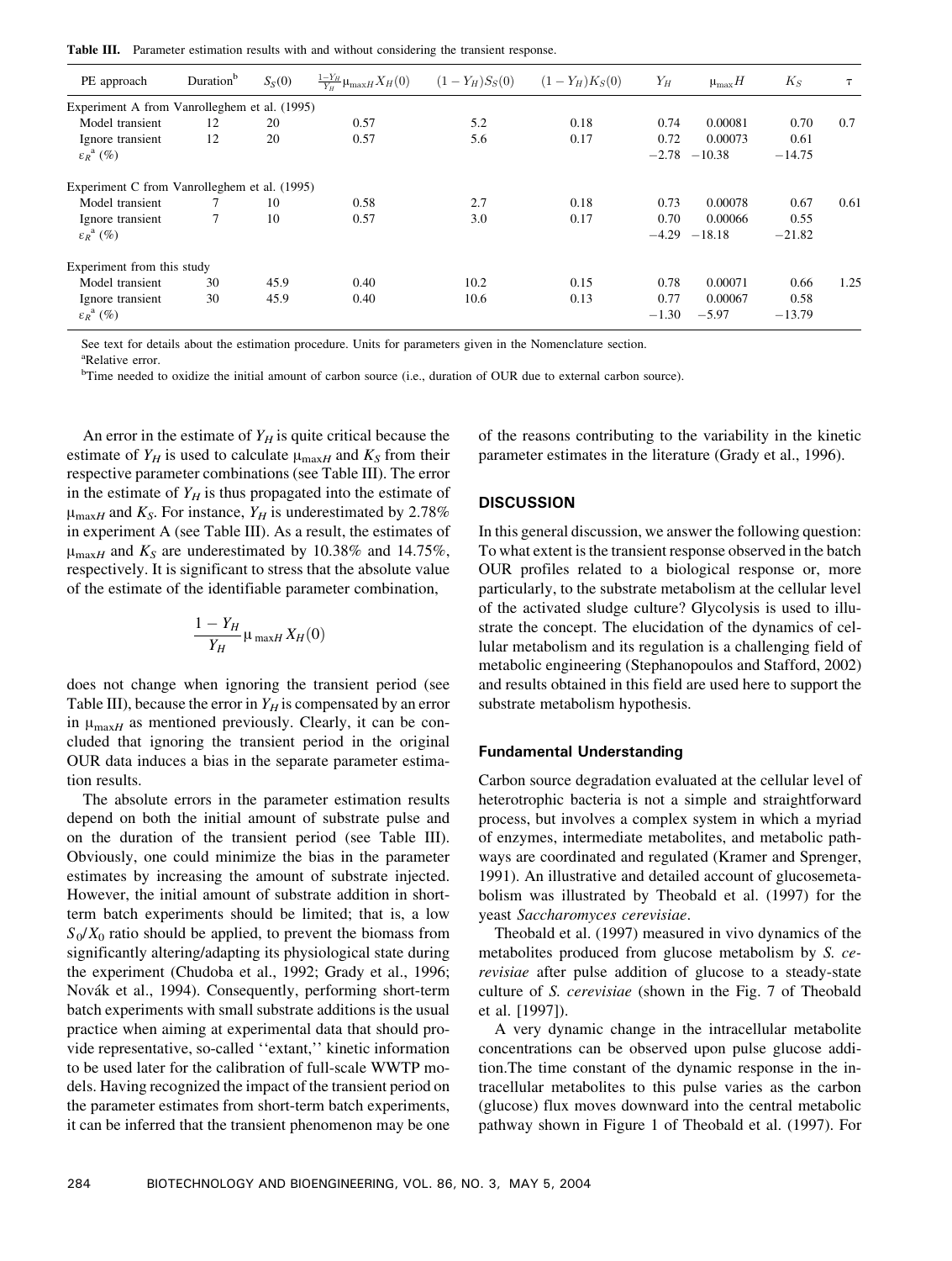**Table III.** Parameter estimation results with and without considering the transient response.

| PE approach | Duration[b] | $S_S(0)$ | $\frac{1-Y_H}{Y_H}\mu_{\max H}X_H(0)$ | $(1-Y_H)S_S(0)$ | $(1-Y_H)K_S(0)$ | $Y_H$ | $\mu_{\max}H$ | $K_S$ | $\tau$ |
|---|---|---|---|---|---|---|---|---|---|
| Experiment A from Vanrolleghem et al. (1995) | | | | | | | | | |
| Model transient | 12 | 20 | 0.57 | 5.2 | 0.18 | 0.74 | 0.00081 | 0.70 | 0.7 |
| Ignore transient | 12 | 20 | 0.57 | 5.6 | 0.17 | 0.72 | 0.00073 | 0.61 | |
| $\varepsilon_R$[a] (%) | | | | | | −2.78 | −10.38 | −14.75 | |
| Experiment C from Vanrolleghem et al. (1995) | | | | | | | | | |
| Model transient | 7 | 10 | 0.58 | 2.7 | 0.18 | 0.73 | 0.00078 | 0.67 | 0.61 |
| Ignore transient | 7 | 10 | 0.57 | 3.0 | 0.17 | 0.70 | 0.00066 | 0.55 | |
| $\varepsilon_R$[a] (%) | | | | | | −4.29 | −18.18 | −21.82 | |
| Experiment from this study | | | | | | | | | |
| Model transient | 30 | 45.9 | 0.40 | 10.2 | 0.15 | 0.78 | 0.00071 | 0.66 | 1.25 |
| Ignore transient | 30 | 45.9 | 0.40 | 10.6 | 0.13 | 0.77 | 0.00067 | 0.58 | |
| $\varepsilon_R$[a] (%) | | | | | | −1.30 | −5.97 | −13.79 | |

See text for details about the estimation procedure. Units for parameters given in the Nomenclature section.
[a]Relative error.
[b]Time needed to oxidize the initial amount of carbon source (i.e., duration of OUR due to external carbon source).

An error in the estimate of $Y_H$ is quite critical because the estimate of $Y_H$ is used to calculate $\mu_{\max H}$ and $K_S$ from their respective parameter combinations (see Table III). The error in the estimate of $Y_H$ is thus propagated into the estimate of $\mu_{\max H}$ and $K_S$. For instance, $Y_H$ is underestimated by 2.78% in experiment A (see Table III). As a result, the estimates of $\mu_{\max H}$ and $K_S$ are underestimated by 10.38% and 14.75%, respectively. It is significant to stress that the absolute value of the estimate of the identifiable parameter combination,

$$\frac{1-Y_H}{Y_H}\mu_{\max H}X_H(0)$$

does not change when ignoring the transient period (see Table III), because the error in $Y_H$ is compensated by an error in $\mu_{\max H}$ as mentioned previously. Clearly, it can be concluded that ignoring the transient period in the original OUR data induces a bias in the separate parameter estimation results.

The absolute errors in the parameter estimation results depend on both the initial amount of substrate pulse and on the duration of the transient period (see Table III). Obviously, one could minimize the bias in the parameter estimates by increasing the amount of substrate injected. However, the initial amount of substrate addition in short-term batch experiments should be limited; that is, a low $S_0/X_0$ ratio should be applied, to prevent the biomass from significantly altering/adapting its physiological state during the experiment (Chudoba et al., 1992; Grady et al., 1996; Novák et al., 1994). Consequently, performing short-term batch experiments with small substrate additions is the usual practice when aiming at experimental data that should provide representative, so-called ''extant,'' kinetic information to be used later for the calibration of full-scale WWTP models. Having recognized the impact of the transient period on the parameter estimates from short-term batch experiments, it can be inferred that the transient phenomenon may be one of the reasons contributing to the variability in the kinetic parameter estimates in the literature (Grady et al., 1996).

## DISCUSSION

In this general discussion, we answer the following question: To what extent is the transient response observed in the batch OUR profiles related to a biological response or, more particularly, to the substrate metabolism at the cellular level of the activated sludge culture? Glycolysis is used to illustrate the concept. The elucidation of the dynamics of cellular metabolism and its regulation is a challenging field of metabolic engineering (Stephanopoulos and Stafford, 2002) and results obtained in this field are used here to support the substrate metabolism hypothesis.

### Fundamental Understanding

Carbon source degradation evaluated at the cellular level of heterotrophic bacteria is not a simple and straightforward process, but involves a complex system in which a myriad of enzymes, intermediate metabolites, and metabolic pathways are coordinated and regulated (Kramer and Sprenger, 1991). An illustrative and detailed account of glucosemetabolism was illustrated by Theobald et al. (1997) for the yeast *Saccharomyces cerevisiae*.

Theobald et al. (1997) measured in vivo dynamics of the metabolites produced from glucose metabolism by *S. cerevisiae* after pulse addition of glucose to a steady-state culture of *S. cerevisiae* (shown in the Fig. 7 of Theobald et al. [1997]).

A very dynamic change in the intracellular metabolite concentrations can be observed upon pulse glucose addition.The time constant of the dynamic response in the intracellular metabolites to this pulse varies as the carbon (glucose) flux moves downward into the central metabolic pathway shown in Figure 1 of Theobald et al. (1997). For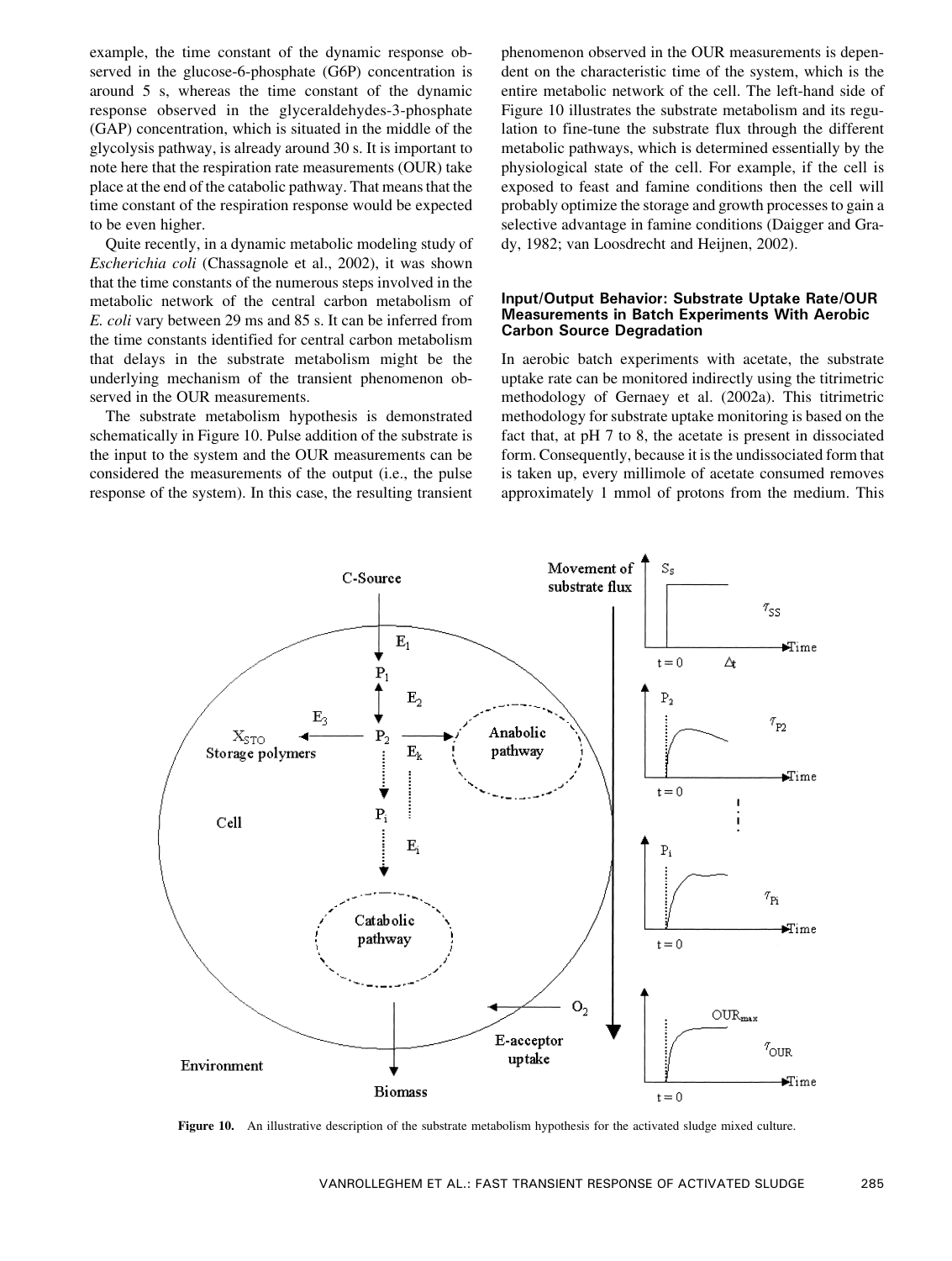example, the time constant of the dynamic response observed in the glucose-6-phosphate (G6P) concentration is around 5 s, whereas the time constant of the dynamic response observed in the glyceraldehydes-3-phosphate (GAP) concentration, which is situated in the middle of the glycolysis pathway, is already around 30 s. It is important to note here that the respiration rate measurements (OUR) take place at the end of the catabolic pathway. That means that the time constant of the respiration response would be expected to be even higher.

Quite recently, in a dynamic metabolic modeling study of *Escherichia coli* (Chassagnole et al., 2002), it was shown that the time constants of the numerous steps involved in the metabolic network of the central carbon metabolism of *E. coli* vary between 29 ms and 85 s. It can be inferred from the time constants identified for central carbon metabolism that delays in the substrate metabolism might be the underlying mechanism of the transient phenomenon observed in the OUR measurements.

The substrate metabolism hypothesis is demonstrated schematically in Figure 10. Pulse addition of the substrate is the input to the system and the OUR measurements can be considered the measurements of the output (i.e., the pulse response of the system). In this case, the resulting transient phenomenon observed in the OUR measurements is dependent on the characteristic time of the system, which is the entire metabolic network of the cell. The left-hand side of Figure 10 illustrates the substrate metabolism and its regulation to fine-tune the substrate flux through the different metabolic pathways, which is determined essentially by the physiological state of the cell. For example, if the cell is exposed to feast and famine conditions then the cell will probably optimize the storage and growth processes to gain a selective advantage in famine conditions (Daigger and Grady, 1982; van Loosdrecht and Heijnen, 2002).

### Input/Output Behavior: Substrate Uptake Rate/OUR Measurements in Batch Experiments With Aerobic Carbon Source Degradation

In aerobic batch experiments with acetate, the substrate uptake rate can be monitored indirectly using the titrimetric methodology of Gernaey et al. (2002a). This titrimetric methodology for substrate uptake monitoring is based on the fact that, at pH 7 to 8, the acetate is present in dissociated form. Consequently, because it is the undissociated form that is taken up, every millimole of acetate consumed removes approximately 1 mmol of protons from the medium. This

**Figure 10.** An illustrative description of the substrate metabolism hypothesis for the activated sludge mixed culture.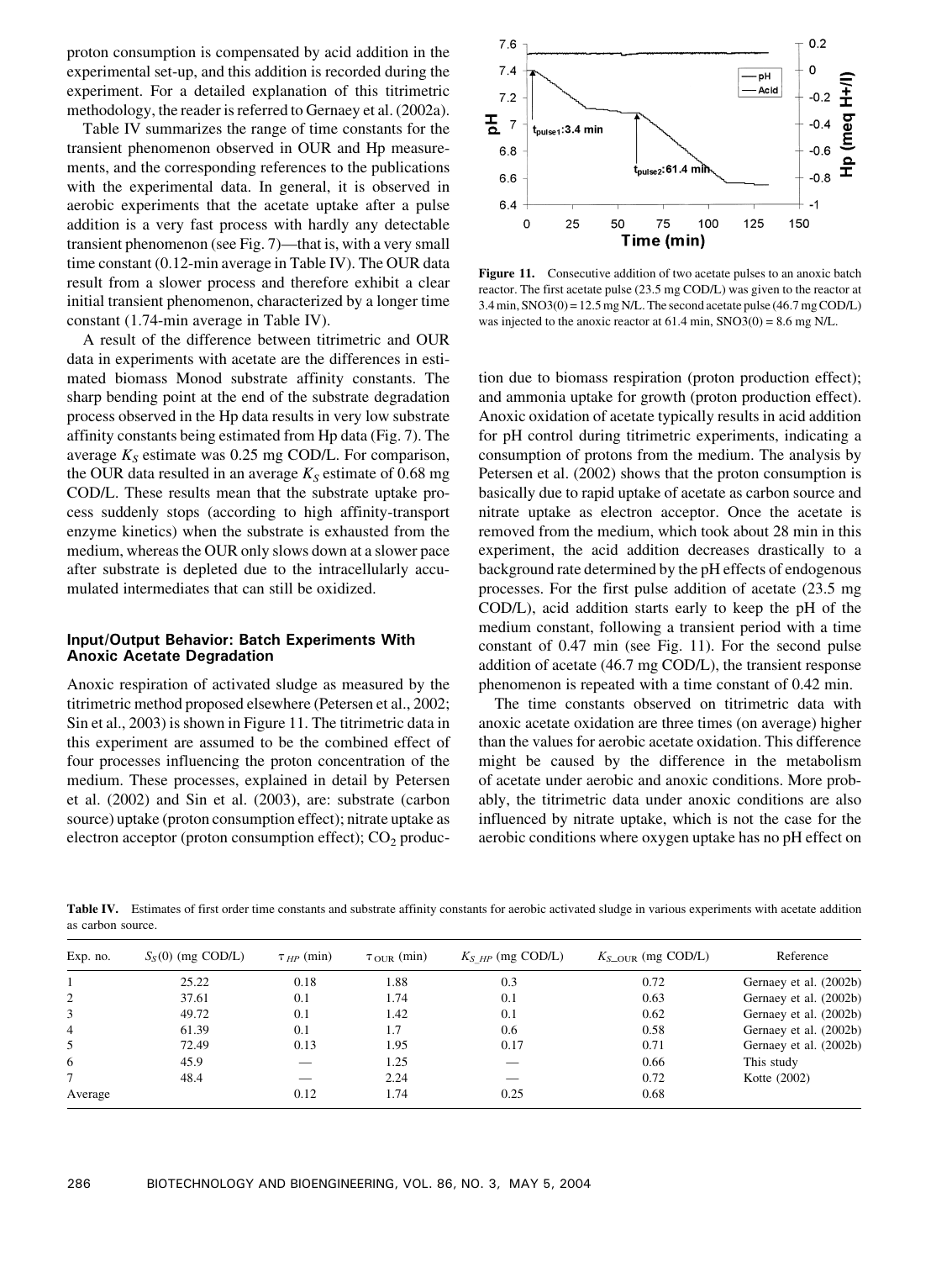proton consumption is compensated by acid addition in the experimental set-up, and this addition is recorded during the experiment. For a detailed explanation of this titrimetric methodology, the reader is referred to Gernaey et al. (2002a).

Table IV summarizes the range of time constants for the transient phenomenon observed in OUR and Hp measurements, and the corresponding references to the publications with the experimental data. In general, it is observed in aerobic experiments that the acetate uptake after a pulse addition is a very fast process with hardly any detectable transient phenomenon (see Fig. 7)—that is, with a very small time constant (0.12-min average in Table IV). The OUR data result from a slower process and therefore exhibit a clear initial transient phenomenon, characterized by a longer time constant (1.74-min average in Table IV).

A result of the difference between titrimetric and OUR data in experiments with acetate are the differences in estimated biomass Monod substrate affinity constants. The sharp bending point at the end of the substrate degradation process observed in the Hp data results in very low substrate affinity constants being estimated from Hp data (Fig. 7). The average $K_S$ estimate was 0.25 mg COD/L. For comparison, the OUR data resulted in an average $K_S$ estimate of 0.68 mg COD/L. These results mean that the substrate uptake process suddenly stops (according to high affinity-transport enzyme kinetics) when the substrate is exhausted from the medium, whereas the OUR only slows down at a slower pace after substrate is depleted due to the intracellularly accumulated intermediates that can still be oxidized.

### Input/Output Behavior: Batch Experiments With Anoxic Acetate Degradation

Anoxic respiration of activated sludge as measured by the titrimetric method proposed elsewhere (Petersen et al., 2002; Sin et al., 2003) is shown in Figure 11. The titrimetric data in this experiment are assumed to be the combined effect of four processes influencing the proton concentration of the medium. These processes, explained in detail by Petersen et al. (2002) and Sin et al. (2003), are: substrate (carbon source) uptake (proton consumption effect); nitrate uptake as electron acceptor (proton consumption effect); $CO_2$ production due to biomass respiration (proton production effect); and ammonia uptake for growth (proton production effect). Anoxic oxidation of acetate typically results in acid addition for pH control during titrimetric experiments, indicating a consumption of protons from the medium. The analysis by Petersen et al. (2002) shows that the proton consumption is basically due to rapid uptake of acetate as carbon source and nitrate uptake as electron acceptor. Once the acetate is removed from the medium, which took about 28 min in this experiment, the acid addition decreases drastically to a background rate determined by the pH effects of endogenous processes. For the first pulse addition of acetate (23.5 mg COD/L), acid addition starts early to keep the pH of the medium constant, following a transient period with a time constant of 0.47 min (see Fig. 11). For the second pulse addition of acetate (46.7 mg COD/L), the transient response phenomenon is repeated with a time constant of 0.42 min.

The time constants observed on titrimetric data with anoxic acetate oxidation are three times (on average) higher than the values for aerobic acetate oxidation. This difference might be caused by the difference in the metabolism of acetate under aerobic and anoxic conditions. More probably, the titrimetric data under anoxic conditions are also influenced by nitrate uptake, which is not the case for the aerobic conditions where oxygen uptake has no pH effect on

**Figure 11.** Consecutive addition of two acetate pulses to an anoxic batch reactor. The first acetate pulse (23.5 mg COD/L) was given to the reactor at 3.4 min, SNO3(0) = 12.5 mg N/L. The second acetate pulse (46.7 mg COD/L) was injected to the anoxic reactor at 61.4 min, SNO3(0) = 8.6 mg N/L.

**Table IV.** Estimates of first order time constants and substrate affinity constants for aerobic activated sludge in various experiments with acetate addition as carbon source.

| Exp. no. | $S_S(0)$ (mg COD/L) | $\tau_{HP}$ (min) | $\tau_{OUR}$ (min) | $K_{S\_HP}$ (mg COD/L) | $K_{S\_OUR}$ (mg COD/L) | Reference |
|---|---|---|---|---|---|---|
| 1 | 25.22 | 0.18 | 1.88 | 0.3 | 0.72 | Gernaey et al. (2002b) |
| 2 | 37.61 | 0.1 | 1.74 | 0.1 | 0.63 | Gernaey et al. (2002b) |
| 3 | 49.72 | 0.1 | 1.42 | 0.1 | 0.62 | Gernaey et al. (2002b) |
| 4 | 61.39 | 0.1 | 1.7 | 0.6 | 0.58 | Gernaey et al. (2002b) |
| 5 | 72.49 | 0.13 | 1.95 | 0.17 | 0.71 | Gernaey et al. (2002b) |
| 6 | 45.9 | — | 1.25 | — | 0.66 | This study |
| 7 | 48.4 | — | 2.24 | — | 0.72 | Kotte (2002) |
| Average | | 0.12 | 1.74 | 0.25 | 0.68 | |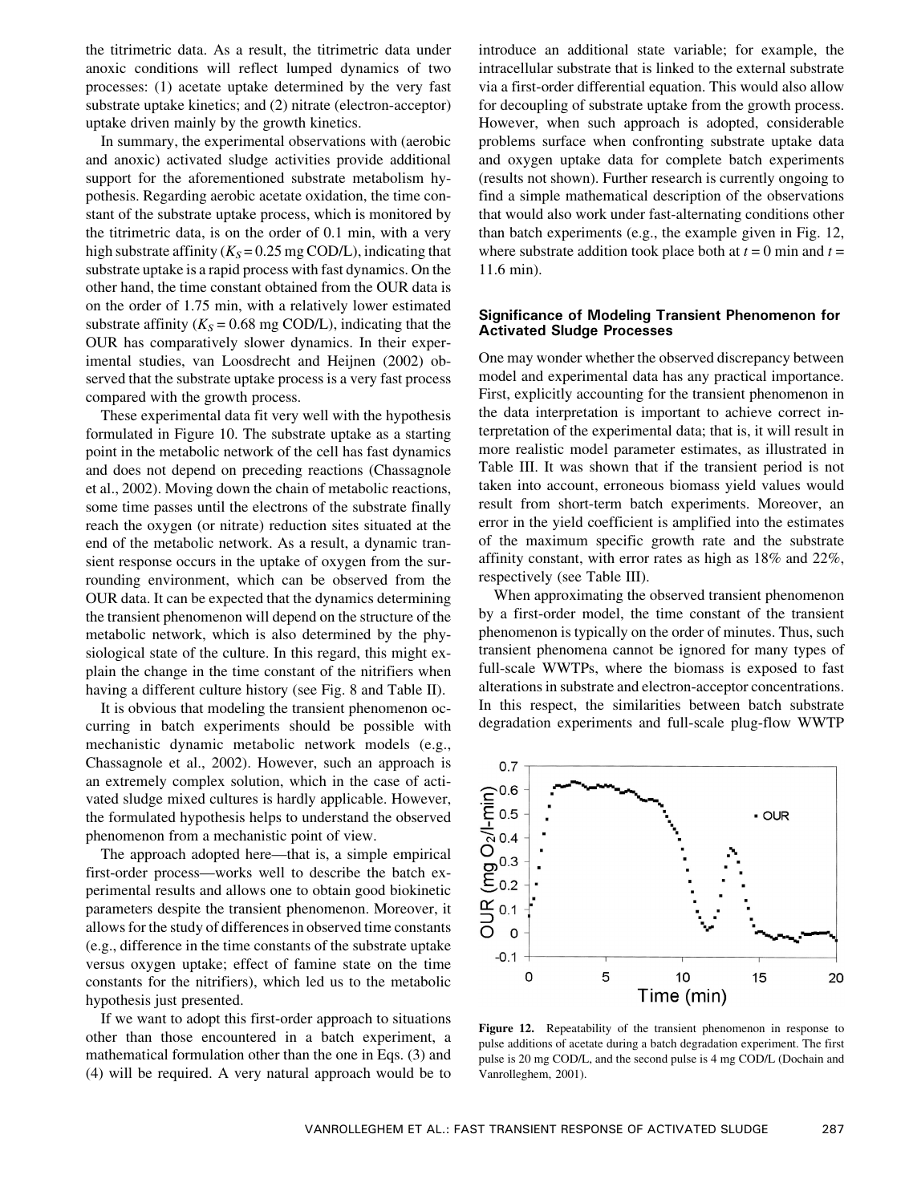the titrimetric data. As a result, the titrimetric data under anoxic conditions will reflect lumped dynamics of two processes: (1) acetate uptake determined by the very fast substrate uptake kinetics; and (2) nitrate (electron-acceptor) uptake driven mainly by the growth kinetics.

In summary, the experimental observations with (aerobic and anoxic) activated sludge activities provide additional support for the aforementioned substrate metabolism hypothesis. Regarding aerobic acetate oxidation, the time constant of the substrate uptake process, which is monitored by the titrimetric data, is on the order of 0.1 min, with a very high substrate affinity ($K_S = 0.25$ mg COD/L), indicating that substrate uptake is a rapid process with fast dynamics. On the other hand, the time constant obtained from the OUR data is on the order of 1.75 min, with a relatively lower estimated substrate affinity ($K_S = 0.68$ mg COD/L), indicating that the OUR has comparatively slower dynamics. In their experimental studies, van Loosdrecht and Heijnen (2002) observed that the substrate uptake process is a very fast process compared with the growth process.

These experimental data fit very well with the hypothesis formulated in Figure 10. The substrate uptake as a starting point in the metabolic network of the cell has fast dynamics and does not depend on preceding reactions (Chassagnole et al., 2002). Moving down the chain of metabolic reactions, some time passes until the electrons of the substrate finally reach the oxygen (or nitrate) reduction sites situated at the end of the metabolic network. As a result, a dynamic transient response occurs in the uptake of oxygen from the surrounding environment, which can be observed from the OUR data. It can be expected that the dynamics determining the transient phenomenon will depend on the structure of the metabolic network, which is also determined by the physiological state of the culture. In this regard, this might explain the change in the time constant of the nitrifiers when having a different culture history (see Fig. 8 and Table II).

It is obvious that modeling the transient phenomenon occurring in batch experiments should be possible with mechanistic dynamic metabolic network models (e.g., Chassagnole et al., 2002). However, such an approach is an extremely complex solution, which in the case of activated sludge mixed cultures is hardly applicable. However, the formulated hypothesis helps to understand the observed phenomenon from a mechanistic point of view.

The approach adopted here—that is, a simple empirical first-order process—works well to describe the batch experimental results and allows one to obtain good biokinetic parameters despite the transient phenomenon. Moreover, it allows for the study of differences in observed time constants (e.g., difference in the time constants of the substrate uptake versus oxygen uptake; effect of famine state on the time constants for the nitrifiers), which led us to the metabolic hypothesis just presented.

If we want to adopt this first-order approach to situations other than those encountered in a batch experiment, a mathematical formulation other than the one in Eqs. (3) and (4) will be required. A very natural approach would be to introduce an additional state variable; for example, the intracellular substrate that is linked to the external substrate via a first-order differential equation. This would also allow for decoupling of substrate uptake from the growth process. However, when such approach is adopted, considerable problems surface when confronting substrate uptake data and oxygen uptake data for complete batch experiments (results not shown). Further research is currently ongoing to find a simple mathematical description of the observations that would also work under fast-alternating conditions other than batch experiments (e.g., the example given in Fig. 12, where substrate addition took place both at $t = 0$ min and $t = 11.6$ min).

### Significance of Modeling Transient Phenomenon for Activated Sludge Processes

One may wonder whether the observed discrepancy between model and experimental data has any practical importance. First, explicitly accounting for the transient phenomenon in the data interpretation is important to achieve correct interpretation of the experimental data; that is, it will result in more realistic model parameter estimates, as illustrated in Table III. It was shown that if the transient period is not taken into account, erroneous biomass yield values would result from short-term batch experiments. Moreover, an error in the yield coefficient is amplified into the estimates of the maximum specific growth rate and the substrate affinity constant, with error rates as high as 18% and 22%, respectively (see Table III).

When approximating the observed transient phenomenon by a first-order model, the time constant of the transient phenomenon is typically on the order of minutes. Thus, such transient phenomena cannot be ignored for many types of full-scale WWTPs, where the biomass is exposed to fast alterations in substrate and electron-acceptor concentrations. In this respect, the similarities between batch substrate degradation experiments and full-scale plug-flow WWTP

**Figure 12.** Repeatability of the transient phenomenon in response to pulse additions of acetate during a batch degradation experiment. The first pulse is 20 mg COD/L, and the second pulse is 4 mg COD/L (Dochain and Vanrolleghem, 2001).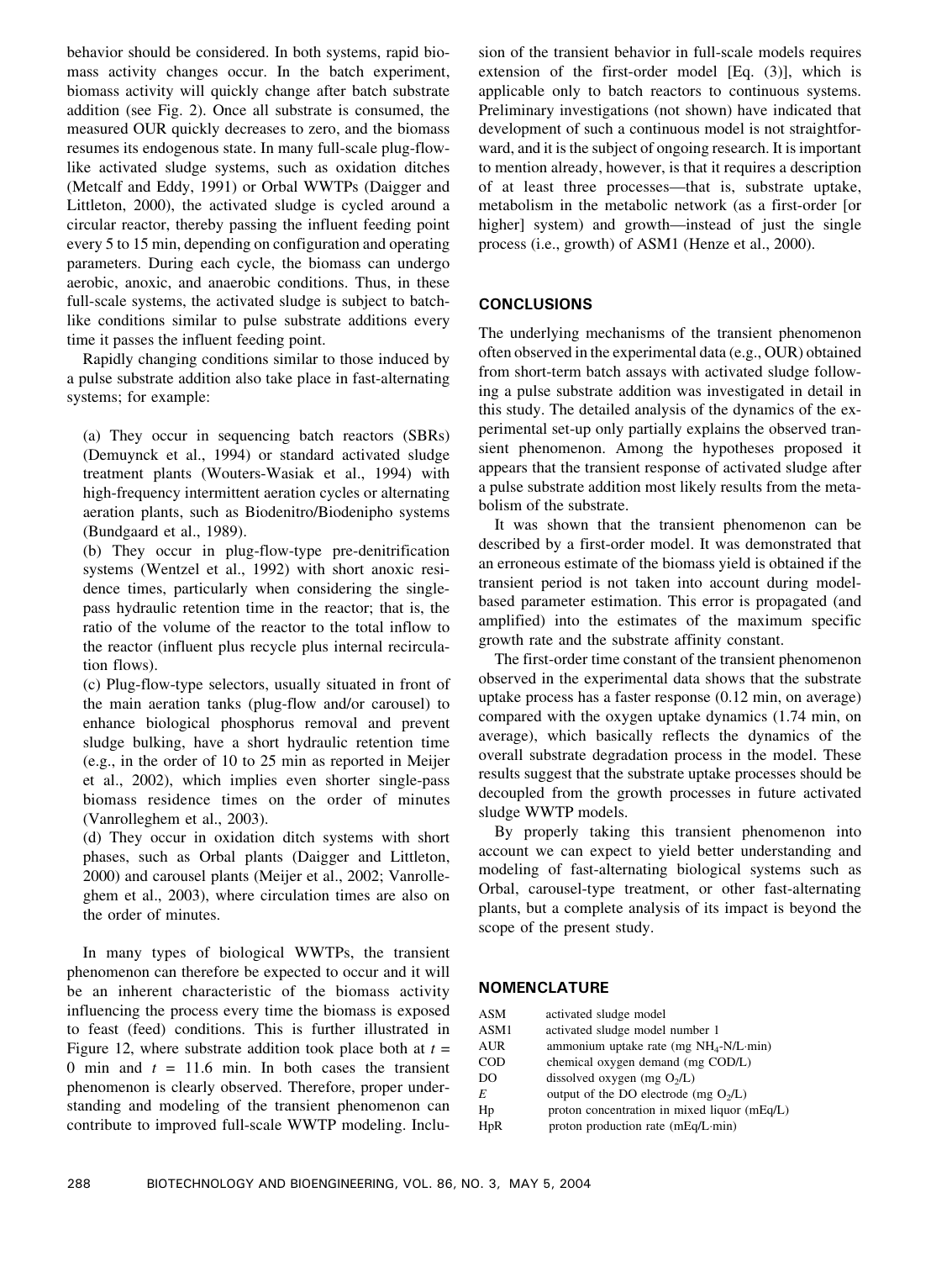behavior should be considered. In both systems, rapid biomass activity changes occur. In the batch experiment, biomass activity will quickly change after batch substrate addition (see Fig. 2). Once all substrate is consumed, the measured OUR quickly decreases to zero, and the biomass resumes its endogenous state. In many full-scale plug-flow-like activated sludge systems, such as oxidation ditches (Metcalf and Eddy, 1991) or Orbal WWTPs (Daigger and Littleton, 2000), the activated sludge is cycled around a circular reactor, thereby passing the influent feeding point every 5 to 15 min, depending on configuration and operating parameters. During each cycle, the biomass can undergo aerobic, anoxic, and anaerobic conditions. Thus, in these full-scale systems, the activated sludge is subject to batch-like conditions similar to pulse substrate additions every time it passes the influent feeding point.

Rapidly changing conditions similar to those induced by a pulse substrate addition also take place in fast-alternating systems; for example:

(a) They occur in sequencing batch reactors (SBRs) (Demuynck et al., 1994) or standard activated sludge treatment plants (Wouters-Wasiak et al., 1994) with high-frequency intermittent aeration cycles or alternating aeration plants, such as Biodenitro/Biodenipho systems (Bundgaard et al., 1989).

(b) They occur in plug-flow-type pre-denitrification systems (Wentzel et al., 1992) with short anoxic residence times, particularly when considering the single-pass hydraulic retention time in the reactor; that is, the ratio of the volume of the reactor to the total inflow to the reactor (influent plus recycle plus internal recirculation flows).

(c) Plug-flow-type selectors, usually situated in front of the main aeration tanks (plug-flow and/or carousel) to enhance biological phosphorus removal and prevent sludge bulking, have a short hydraulic retention time (e.g., in the order of 10 to 25 min as reported in Meijer et al., 2002), which implies even shorter single-pass biomass residence times on the order of minutes (Vanrolleghem et al., 2003).

(d) They occur in oxidation ditch systems with short phases, such as Orbal plants (Daigger and Littleton, 2000) and carousel plants (Meijer et al., 2002; Vanrolleghem et al., 2003), where circulation times are also on the order of minutes.

In many types of biological WWTPs, the transient phenomenon can therefore be expected to occur and it will be an inherent characteristic of the biomass activity influencing the process every time the biomass is exposed to feast (feed) conditions. This is further illustrated in Figure 12, where substrate addition took place both at $t$ = 0 min and $t$ = 11.6 min. In both cases the transient phenomenon is clearly observed. Therefore, proper understanding and modeling of the transient phenomenon can contribute to improved full-scale WWTP modeling. Inclusion of the transient behavior in full-scale models requires extension of the first-order model [Eq. (3)], which is applicable only to batch reactors to continuous systems. Preliminary investigations (not shown) have indicated that development of such a continuous model is not straightforward, and it is the subject of ongoing research. It is important to mention already, however, is that it requires a description of at least three processes—that is, substrate uptake, metabolism in the metabolic network (as a first-order [or higher] system) and growth—instead of just the single process (i.e., growth) of ASM1 (Henze et al., 2000).

## CONCLUSIONS

The underlying mechanisms of the transient phenomenon often observed in the experimental data (e.g., OUR) obtained from short-term batch assays with activated sludge following a pulse substrate addition was investigated in detail in this study. The detailed analysis of the dynamics of the experimental set-up only partially explains the observed transient phenomenon. Among the hypotheses proposed it appears that the transient response of activated sludge after a pulse substrate addition most likely results from the metabolism of the substrate.

It was shown that the transient phenomenon can be described by a first-order model. It was demonstrated that an erroneous estimate of the biomass yield is obtained if the transient period is not taken into account during model-based parameter estimation. This error is propagated (and amplified) into the estimates of the maximum specific growth rate and the substrate affinity constant.

The first-order time constant of the transient phenomenon observed in the experimental data shows that the substrate uptake process has a faster response (0.12 min, on average) compared with the oxygen uptake dynamics (1.74 min, on average), which basically reflects the dynamics of the overall substrate degradation process in the model. These results suggest that the substrate uptake processes should be decoupled from the growth processes in future activated sludge WWTP models.

By properly taking this transient phenomenon into account we can expect to yield better understanding and modeling of fast-alternating biological systems such as Orbal, carousel-type treatment, or other fast-alternating plants, but a complete analysis of its impact is beyond the scope of the present study.

## NOMENCLATURE

| | |
|---|---|
| ASM | activated sludge model |
| ASM1 | activated sludge model number 1 |
| AUR | ammonium uptake rate (mg $NH_4$-N/L·min) |
| COD | chemical oxygen demand (mg COD/L) |
| DO | dissolved oxygen (mg $O_2$/L) |
| $E$ | output of the DO electrode (mg $O_2$/L) |
| Hp | proton concentration in mixed liquor (mEq/L) |
| HpR | proton production rate (mEq/L·min) |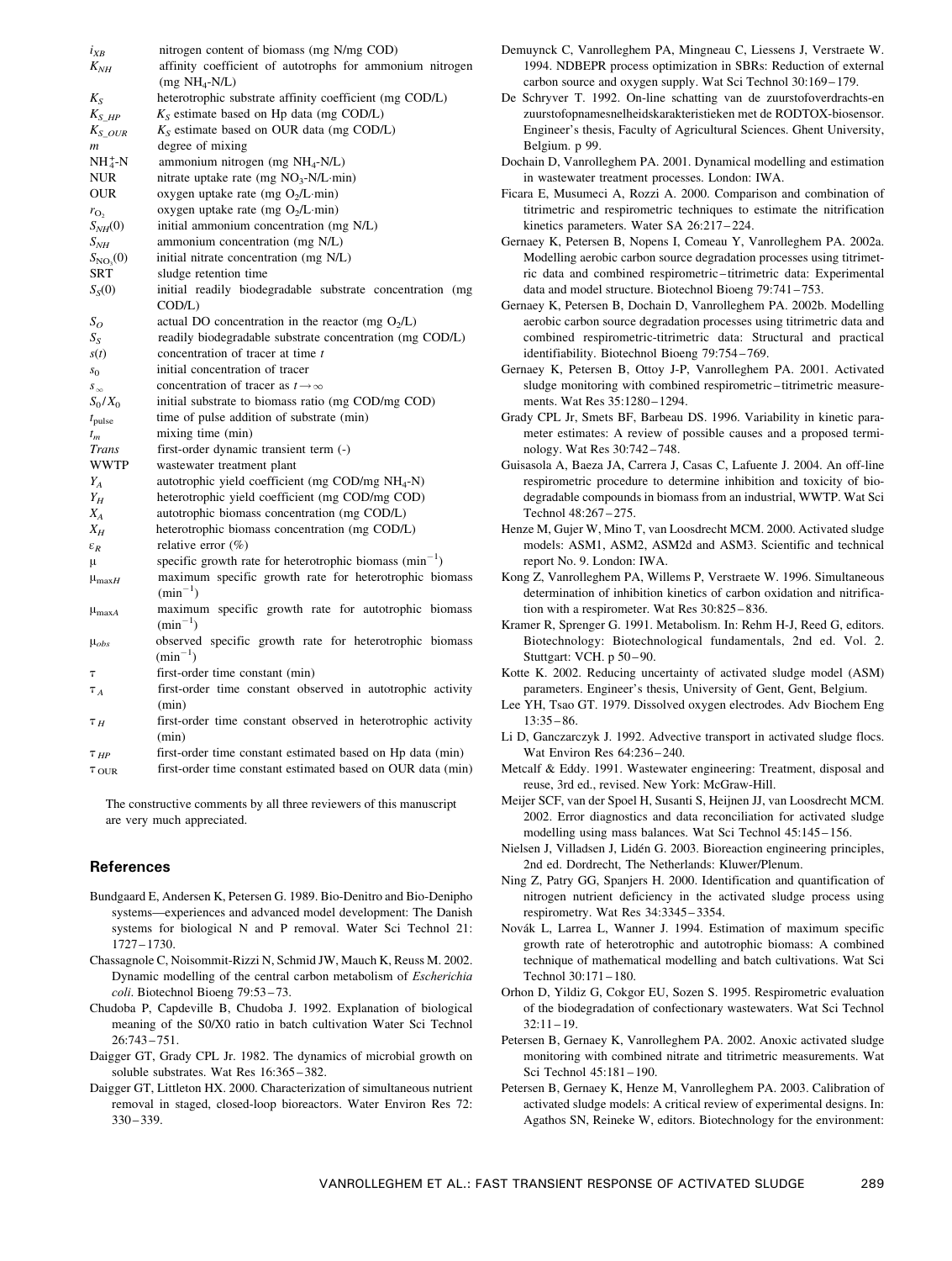| | |
|---|---|
| $i_{XB}$ | nitrogen content of biomass (mg N/mg COD) |
| $K_{NH}$ | affinity coefficient of autotrophs for ammonium nitrogen (mg $NH_4$-N/L) |
| $K_S$ | heterotrophic substrate affinity coefficient (mg COD/L) |
| $K_{S\_HP}$ | $K_S$ estimate based on Hp data (mg COD/L) |
| $K_{S\_OUR}$ | $K_S$ estimate based on OUR data (mg COD/L) |
| $m$ | degree of mixing |
| $NH_4^+$-N | ammonium nitrogen (mg $NH_4$-N/L) |
| NUR | nitrate uptake rate (mg $NO_3$-N/L·min) |
| OUR | oxygen uptake rate (mg $O_2$/L·min) |
| $r_{O_2}$ | oxygen uptake rate (mg $O_2$/L·min) |
| $S_{NH}(0)$ | initial ammonium concentration (mg N/L) |
| $S_{NH}$ | ammonium concentration (mg N/L) |
| $S_{NO_3}(0)$ | initial nitrate concentration (mg N/L) |
| SRT | sludge retention time |
| $S_S(0)$ | initial readily biodegradable substrate concentration (mg COD/L) |
| $S_O$ | actual DO concentration in the reactor (mg $O_2$/L) |
| $S_S$ | readily biodegradable substrate concentration (mg COD/L) |
| $s(t)$ | concentration of tracer at time $t$ |
| $s_0$ | initial concentration of tracer |
| $s_\infty$ | concentration of tracer as $t \rightarrow \infty$ |
| $S_0/X_0$ | initial substrate to biomass ratio (mg COD/mg COD) |
| $t_{pulse}$ | time of pulse addition of substrate (min) |
| $t_m$ | mixing time (min) |
| *Trans* | first-order dynamic transient term (-) |
| WWTP | wastewater treatment plant |
| $Y_A$ | autotrophic yield coefficient (mg COD/mg $NH_4$-N) |
| $Y_H$ | heterotrophic yield coefficient (mg COD/mg COD) |
| $X_A$ | autotrophic biomass concentration (mg COD/L) |
| $X_H$ | heterotrophic biomass concentration (mg COD/L) |
| $\varepsilon_R$ | relative error (%) |
| $\mu$ | specific growth rate for heterotrophic biomass ($min^{-1}$) |
| $\mu_{maxH}$ | maximum specific growth rate for heterotrophic biomass ($min^{-1}$) |
| $\mu_{maxA}$ | maximum specific growth rate for autotrophic biomass ($min^{-1}$) |
| $\mu_{obs}$ | observed specific growth rate for heterotrophic biomass ($min^{-1}$) |
| $\tau$ | first-order time constant (min) |
| $\tau_A$ | first-order time constant observed in autotrophic activity (min) |
| $\tau_H$ | first-order time constant observed in heterotrophic activity (min) |
| $\tau_{HP}$ | first-order time constant estimated based on Hp data (min) |
| $\tau_{OUR}$ | first-order time constant estimated based on OUR data (min) |

The constructive comments by all three reviewers of this manuscript are very much appreciated.

## References

Bundgaard E, Andersen K, Petersen G. 1989. Bio-Denitro and Bio-Denipho systems—experiences and advanced model development: The Danish systems for biological N and P removal. Water Sci Technol 21: 1727–1730.

Chassagnole C, Noisommit-Rizzi N, Schmid JW, Mauch K, Reuss M. 2002. Dynamic modelling of the central carbon metabolism of *Escherichia coli*. Biotechnol Bioeng 79:53–73.

Chudoba P, Capdeville B, Chudoba J. 1992. Explanation of biological meaning of the S0/X0 ratio in batch cultivation Water Sci Technol 26:743–751.

Daigger GT, Grady CPL Jr. 1982. The dynamics of microbial growth on soluble substrates. Wat Res 16:365–382.

Daigger GT, Littleton HX. 2000. Characterization of simultaneous nutrient removal in staged, closed-loop bioreactors. Water Environ Res 72: 330–339.

Demuynck C, Vanrolleghem PA, Mingneau C, Liessens J, Verstraete W. 1994. NDBEPR process optimization in SBRs: Reduction of external carbon source and oxygen supply. Wat Sci Technol 30:169–179.

De Schryver T. 1992. On-line schatting van de zuurstofoverdrachts-en zuurstofopnamesnelheidskarakteristieken met de RODTOX-biosensor. Engineer's thesis, Faculty of Agricultural Sciences. Ghent University, Belgium. p 99.

Dochain D, Vanrolleghem PA. 2001. Dynamical modelling and estimation in wastewater treatment processes. London: IWA.

Ficara E, Musumeci A, Rozzi A. 2000. Comparison and combination of titrimetric and respirometric techniques to estimate the nitrification kinetics parameters. Water SA 26:217–224.

Gernaey K, Petersen B, Nopens I, Comeau Y, Vanrolleghem PA. 2002a. Modelling aerobic carbon source degradation processes using titrimetric data and combined respirometric–titrimetric data: Experimental data and model structure. Biotechnol Bioeng 79:741–753.

Gernaey K, Petersen B, Dochain D, Vanrolleghem PA. 2002b. Modelling aerobic carbon source degradation processes using titrimetric data and combined respirometric-titrimetric data: Structural and practical identifiability. Biotechnol Bioeng 79:754–769.

Gernaey K, Petersen B, Ottoy J-P, Vanrolleghem PA. 2001. Activated sludge monitoring with combined respirometric–titrimetric measurements. Wat Res 35:1280–1294.

Grady CPL Jr, Smets BF, Barbeau DS. 1996. Variability in kinetic parameter estimates: A review of possible causes and a proposed terminology. Wat Res 30:742–748.

Guisasola A, Baeza JA, Carrera J, Casas C, Lafuente J. 2004. An off-line respirometric procedure to determine inhibition and toxicity of biodegradable compounds in biomass from an industrial, WWTP. Wat Sci Technol 48:267–275.

Henze M, Gujer W, Mino T, van Loosdrecht MCM. 2000. Activated sludge models: ASM1, ASM2, ASM2d and ASM3. Scientific and technical report No. 9. London: IWA.

Kong Z, Vanrolleghem PA, Willems P, Verstraete W. 1996. Simultaneous determination of inhibition kinetics of carbon oxidation and nitrification with a respirometer. Wat Res 30:825–836.

Kramer R, Sprenger G. 1991. Metabolism. In: Rehm H-J, Reed G, editors. Biotechnology: Biotechnological fundamentals, 2nd ed. Vol. 2. Stuttgart: VCH. p 50–90.

Kotte K. 2002. Reducing uncertainty of activated sludge model (ASM) parameters. Engineer's thesis, University of Gent, Gent, Belgium.

Lee YH, Tsao GT. 1979. Dissolved oxygen electrodes. Adv Biochem Eng 13:35–86.

Li D, Ganczarczyk J. 1992. Advective transport in activated sludge flocs. Wat Environ Res 64:236–240.

Metcalf & Eddy. 1991. Wastewater engineering: Treatment, disposal and reuse, 3rd ed., revised. New York: McGraw-Hill.

Meijer SCF, van der Spoel H, Susanti S, Heijnen JJ, van Loosdrecht MCM. 2002. Error diagnostics and data reconciliation for activated sludge modelling using mass balances. Wat Sci Technol 45:145–156.

Nielsen J, Villadsen J, Lidén G. 2003. Bioreaction engineering principles, 2nd ed. Dordrecht, The Netherlands: Kluwer/Plenum.

Ning Z, Patry GG, Spanjers H. 2000. Identification and quantification of nitrogen nutrient deficiency in the activated sludge process using respirometry. Wat Res 34:3345–3354.

Novák L, Larrea L, Wanner J. 1994. Estimation of maximum specific growth rate of heterotrophic and autotrophic biomass: A combined technique of mathematical modelling and batch cultivations. Wat Sci Technol 30:171–180.

Orhon D, Yildiz G, Cokgor EU, Sozen S. 1995. Respirometric evaluation of the biodegradation of confectionary wastewaters. Wat Sci Technol 32:11–19.

Petersen B, Gernaey K, Vanrolleghem PA. 2002. Anoxic activated sludge monitoring with combined nitrate and titrimetric measurements. Wat Sci Technol 45:181–190.

Petersen B, Gernaey K, Henze M, Vanrolleghem PA. 2003. Calibration of activated sludge models: A critical review of experimental designs. In: Agathos SN, Reineke W, editors. Biotechnology for the environment: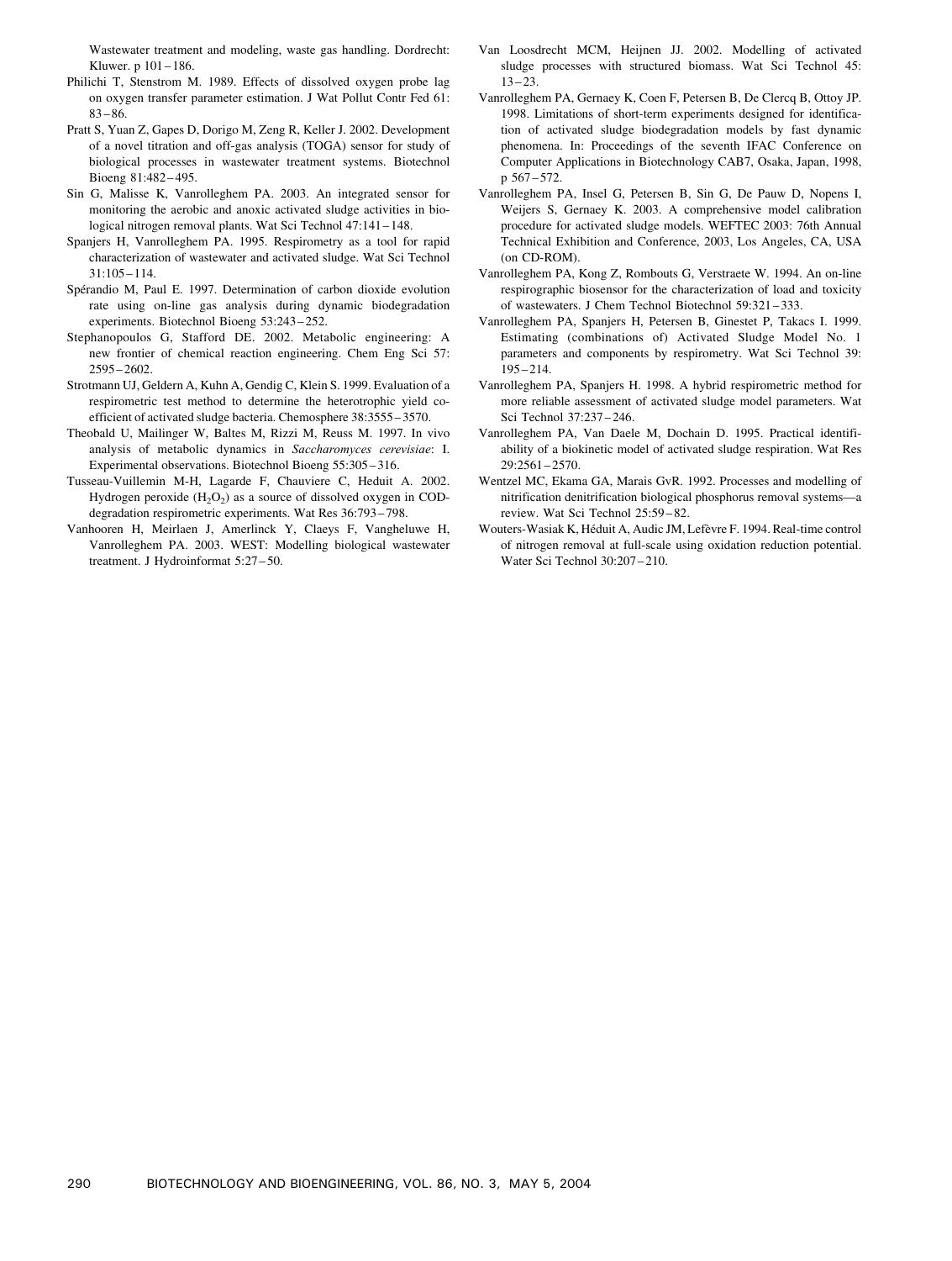Wastewater treatment and modeling, waste gas handling. Dordrecht: Kluwer. p 101–186.

Philichi T, Stenstrom M. 1989. Effects of dissolved oxygen probe lag on oxygen transfer parameter estimation. J Wat Pollut Contr Fed 61: 83–86.

Pratt S, Yuan Z, Gapes D, Dorigo M, Zeng R, Keller J. 2002. Development of a novel titration and off-gas analysis (TOGA) sensor for study of biological processes in wastewater treatment systems. Biotechnol Bioeng 81:482–495.

Sin G, Malisse K, Vanrolleghem PA. 2003. An integrated sensor for monitoring the aerobic and anoxic activated sludge activities in biological nitrogen removal plants. Wat Sci Technol 47:141–148.

Spanjers H, Vanrolleghem PA. 1995. Respirometry as a tool for rapid characterization of wastewater and activated sludge. Wat Sci Technol 31:105–114.

Spérandio M, Paul E. 1997. Determination of carbon dioxide evolution rate using on-line gas analysis during dynamic biodegradation experiments. Biotechnol Bioeng 53:243–252.

Stephanopoulos G, Stafford DE. 2002. Metabolic engineering: A new frontier of chemical reaction engineering. Chem Eng Sci 57: 2595–2602.

Strotmann UJ, Geldern A, Kuhn A, Gendig C, Klein S. 1999. Evaluation of a respirometric test method to determine the heterotrophic yield coefficient of activated sludge bacteria. Chemosphere 38:3555–3570.

Theobald U, Mailinger W, Baltes M, Rizzi M, Reuss M. 1997. In vivo analysis of metabolic dynamics in *Saccharomyces cerevisiae*: I. Experimental observations. Biotechnol Bioeng 55:305–316.

Tusseau-Vuillemin M-H, Lagarde F, Chauviere C, Heduit A. 2002. Hydrogen peroxide ($H_2O_2$) as a source of dissolved oxygen in COD-degradation respirometric experiments. Wat Res 36:793–798.

Vanhooren H, Meirlaen J, Amerlinck Y, Claeys F, Vangheluwe H, Vanrolleghem PA. 2003. WEST: Modelling biological wastewater treatment. J Hydroinformat 5:27–50.

Van Loosdrecht MCM, Heijnen JJ. 2002. Modelling of activated sludge processes with structured biomass. Wat Sci Technol 45: 13–23.

Vanrolleghem PA, Gernaey K, Coen F, Petersen B, De Clercq B, Ottoy JP. 1998. Limitations of short-term experiments designed for identification of activated sludge biodegradation models by fast dynamic phenomena. In: Proceedings of the seventh IFAC Conference on Computer Applications in Biotechnology CAB7, Osaka, Japan, 1998, p 567–572.

Vanrolleghem PA, Insel G, Petersen B, Sin G, De Pauw D, Nopens I, Weijers S, Gernaey K. 2003. A comprehensive model calibration procedure for activated sludge models. WEFTEC 2003: 76th Annual Technical Exhibition and Conference, 2003, Los Angeles, CA, USA (on CD-ROM).

Vanrolleghem PA, Kong Z, Rombouts G, Verstraete W. 1994. An on-line respirographic biosensor for the characterization of load and toxicity of wastewaters. J Chem Technol Biotechnol 59:321–333.

Vanrolleghem PA, Spanjers H, Petersen B, Ginestet P, Takacs I. 1999. Estimating (combinations of) Activated Sludge Model No. 1 parameters and components by respirometry. Wat Sci Technol 39: 195–214.

Vanrolleghem PA, Spanjers H. 1998. A hybrid respirometric method for more reliable assessment of activated sludge model parameters. Wat Sci Technol 37:237–246.

Vanrolleghem PA, Van Daele M, Dochain D. 1995. Practical identifiability of a biokinetic model of activated sludge respiration. Wat Res 29:2561–2570.

Wentzel MC, Ekama GA, Marais GvR. 1992. Processes and modelling of nitrification denitrification biological phosphorus removal systems—a review. Wat Sci Technol 25:59–82.

Wouters-Wasiak K, Héduit A, Audic JM, Lefèvre F. 1994. Real-time control of nitrogen removal at full-scale using oxidation reduction potential. Water Sci Technol 30:207–210.